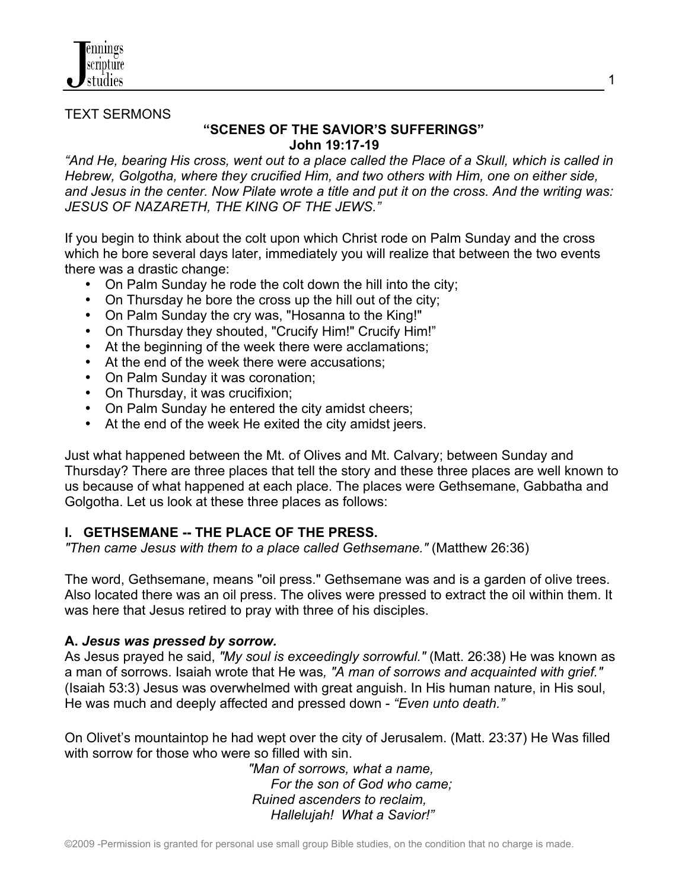TEXT SERMONS

# "SCENES OF THE SAVIOR'S SUFFERINGS"

## John 19:17-19

*"And He, bearing His cross, went out to a place called the Place of a Skull, which is called in Hebrew, Golgotha, where they crucified Him, and two others with Him, one on either side, and Jesus in the center. Now Pilate wrote a title and put it on the cross. And the writing was: JESUS OF NAZARETH, THE KING OF THE JEWS."*

If you begin to think about the colt upon which Christ rode on Palm Sunday and the cross which he bore several days later, immediately you will realize that between the two events there was a drastic change:

- On Palm Sunday he rode the colt down the hill into the city;
- On Thursday he bore the cross up the hill out of the city;
- On Palm Sunday the cry was, "Hosanna to the King!"
- On Thursday they shouted, "Crucify Him!" Crucify Him!"
- At the beginning of the week there were acclamations;
- At the end of the week there were accusations;
- On Palm Sunday it was coronation;
- On Thursday, it was crucifixion;
- On Palm Sunday he entered the city amidst cheers;
- At the end of the week He exited the city amidst jeers.

Just what happened between the Mt. of Olives and Mt. Calvary; between Sunday and Thursday? There are three places that tell the story and these three places are well known to us because of what happened at each place. The places were Gethsemane, Gabbatha and Golgotha. Let us look at these three places as follows:

### I. GETHSEMANE -- THE PLACE OF THE PRESS.

*"Then came Jesus with them to a place called Gethsemane."* (Matthew 26:36)

The word, Gethsemane, means "oil press." Gethsemane was and is a garden of olive trees. Also located there was an oil press. The olives were pressed to extract the oil within them. It was here that Jesus retired to pray with three of his disciples.

#### A. *Jesus was pressed by sorrow.*

As Jesus prayed he said, *"My soul is exceedingly sorrowful."* (Matt. 26:38) He was known as a man of sorrows. Isaiah wrote that He was*, "A man of sorrows and acquainted with grief."* (Isaiah 53:3) Jesus was overwhelmed with great anguish. In His human nature, in His soul, He was much and deeply affected and pressed down - *"Even unto death."*

On Olivet's mountaintop he had wept over the city of Jerusalem. (Matt. 23:37) He Was filled with sorrow for those who were so filled with sin.

*"Man of sorrows, what a name,*
*For the son of God who came;*
*Ruined ascenders to reclaim,*
*Hallelujah! What a Savior!"*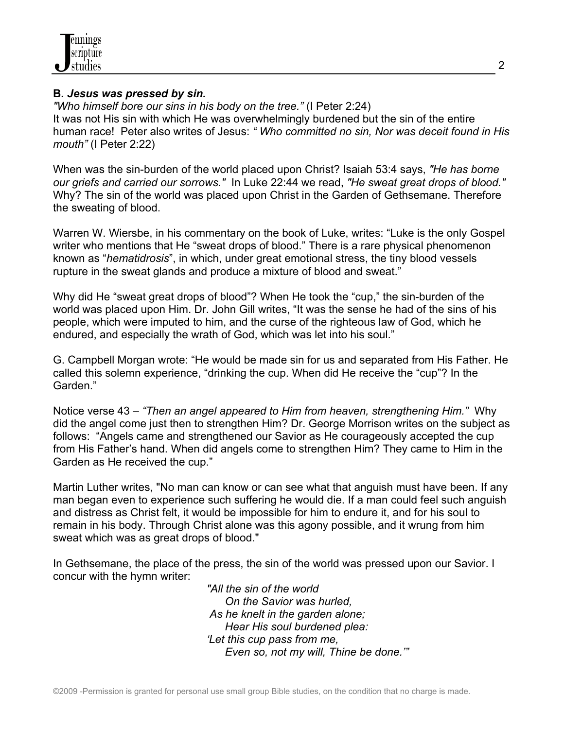**B. *Jesus was pressed by sin.***

*"Who himself bore our sins in his body on the tree."* (I Peter 2:24)
It was not His sin with which He was overwhelmingly burdened but the sin of the entire human race! Peter also writes of Jesus: *" Who committed no sin, Nor was deceit found in His mouth"* (I Peter 2:22)

When was the sin-burden of the world placed upon Christ? Isaiah 53:4 says, *"He has borne our griefs and carried our sorrows."* In Luke 22:44 we read, *"He sweat great drops of blood."* Why? The sin of the world was placed upon Christ in the Garden of Gethsemane. Therefore the sweating of blood.

Warren W. Wiersbe, in his commentary on the book of Luke, writes: "Luke is the only Gospel writer who mentions that He "sweat drops of blood." There is a rare physical phenomenon known as "*hematidrosis*", in which, under great emotional stress, the tiny blood vessels rupture in the sweat glands and produce a mixture of blood and sweat."

Why did He "sweat great drops of blood"? When He took the "cup," the sin-burden of the world was placed upon Him. Dr. John Gill writes, "It was the sense he had of the sins of his people, which were imputed to him, and the curse of the righteous law of God, which he endured, and especially the wrath of God, which was let into his soul."

G. Campbell Morgan wrote: "He would be made sin for us and separated from His Father. He called this solemn experience, "drinking the cup. When did He receive the "cup"? In the Garden."

Notice verse 43 – *"Then an angel appeared to Him from heaven, strengthening Him."* Why did the angel come just then to strengthen Him? Dr. George Morrison writes on the subject as follows: "Angels came and strengthened our Savior as He courageously accepted the cup from His Father's hand. When did angels come to strengthen Him? They came to Him in the Garden as He received the cup."

Martin Luther writes, "No man can know or can see what that anguish must have been. If any man began even to experience such suffering he would die. If a man could feel such anguish and distress as Christ felt, it would be impossible for him to endure it, and for his soul to remain in his body. Through Christ alone was this agony possible, and it wrung from him sweat which was as great drops of blood."

In Gethsemane, the place of the press, the sin of the world was pressed upon our Savior. I concur with the hymn writer:

> *"All the sin of the world*
> *On the Savior was hurled,*
> *As he knelt in the garden alone;*
> *Hear His soul burdened plea:*
> *'Let this cup pass from me,*
> *Even so, not my will, Thine be done.'"*

©2009 -Permission is granted for personal use small group Bible studies, on the condition that no charge is made.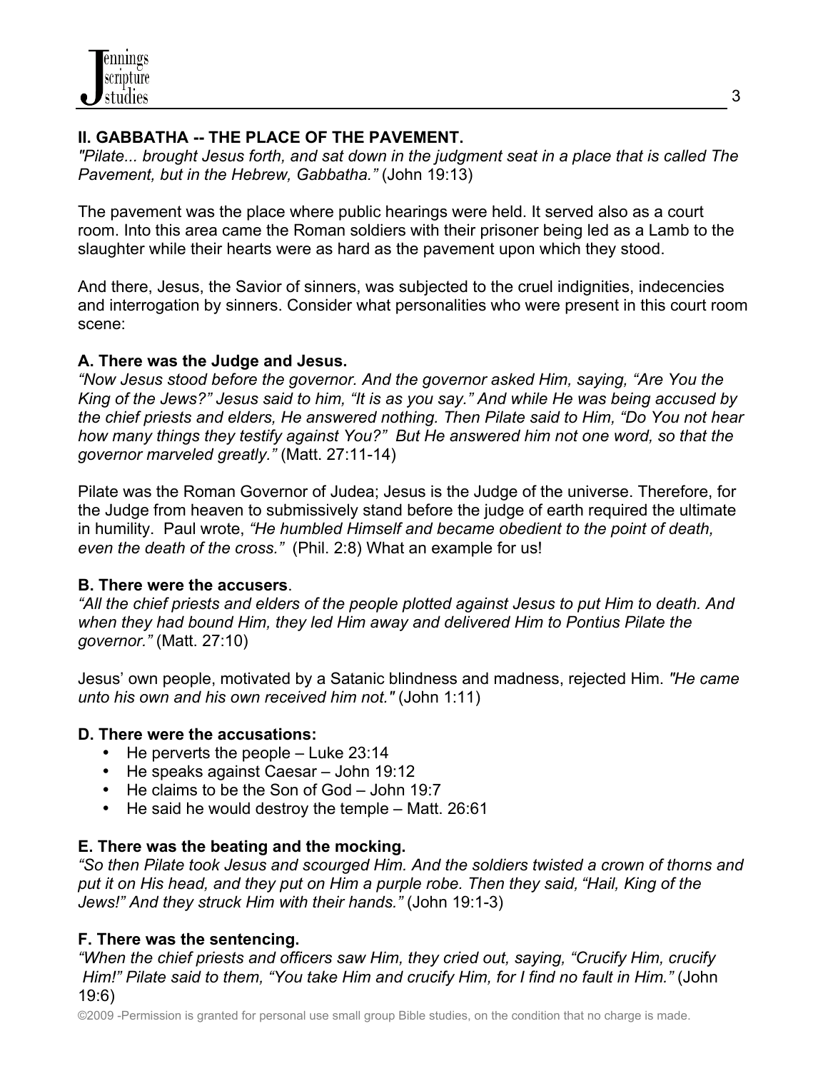## II. GABBATHA -- THE PLACE OF THE PAVEMENT.

*"Pilate... brought Jesus forth, and sat down in the judgment seat in a place that is called The Pavement, but in the Hebrew, Gabbatha."* (John 19:13)

The pavement was the place where public hearings were held. It served also as a court room. Into this area came the Roman soldiers with their prisoner being led as a Lamb to the slaughter while their hearts were as hard as the pavement upon which they stood.

And there, Jesus, the Savior of sinners, was subjected to the cruel indignities, indecencies and interrogation by sinners. Consider what personalities who were present in this court room scene:

### A. There was the Judge and Jesus.

*"Now Jesus stood before the governor. And the governor asked Him, saying, "Are You the King of the Jews?" Jesus said to him, "It is as you say." And while He was being accused by the chief priests and elders, He answered nothing. Then Pilate said to Him, "Do You not hear how many things they testify against You?" But He answered him not one word, so that the governor marveled greatly."* (Matt. 27:11-14)

Pilate was the Roman Governor of Judea; Jesus is the Judge of the universe. Therefore, for the Judge from heaven to submissively stand before the judge of earth required the ultimate in humility. Paul wrote, *"He humbled Himself and became obedient to the point of death, even the death of the cross."* (Phil. 2:8) What an example for us!

### B. There were the accusers.

*"All the chief priests and elders of the people plotted against Jesus to put Him to death. And when they had bound Him, they led Him away and delivered Him to Pontius Pilate the governor."* (Matt. 27:10)

Jesus' own people, motivated by a Satanic blindness and madness, rejected Him. *"He came unto his own and his own received him not."* (John 1:11)

### D. There were the accusations:

- He perverts the people – Luke 23:14
- He speaks against Caesar – John 19:12
- He claims to be the Son of God – John 19:7
- He said he would destroy the temple – Matt. 26:61

### E. There was the beating and the mocking.

*"So then Pilate took Jesus and scourged Him. And the soldiers twisted a crown of thorns and put it on His head, and they put on Him a purple robe. Then they said, "Hail, King of the Jews!" And they struck Him with their hands."* (John 19:1-3)

### F. There was the sentencing.

*"When the chief priests and officers saw Him, they cried out, saying, "Crucify Him, crucify Him!" Pilate said to them, "You take Him and crucify Him, for I find no fault in Him."* (John 19:6)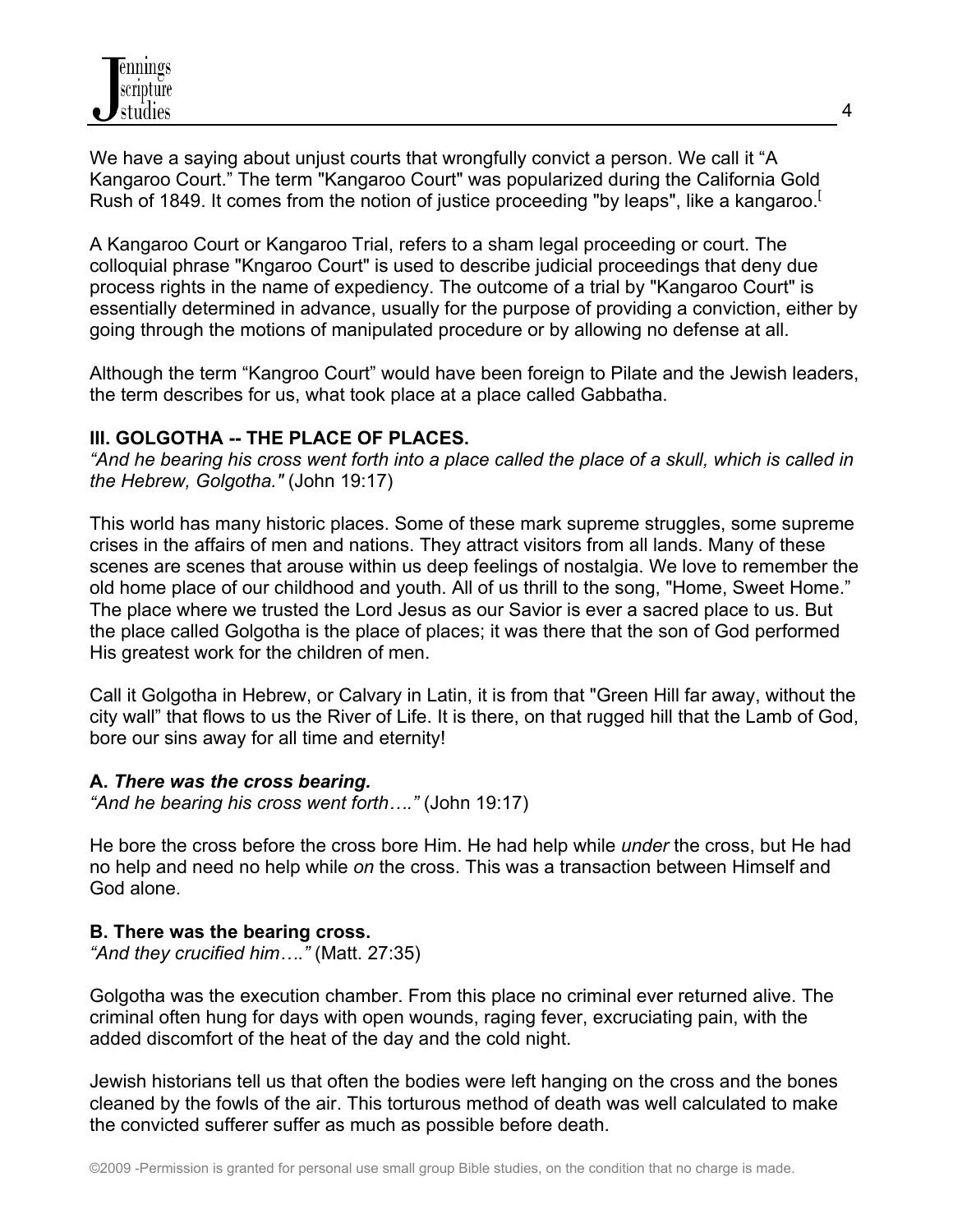We have a saying about unjust courts that wrongfully convict a person. We call it "A Kangaroo Court." The term "Kangaroo Court" was popularized during the California Gold Rush of 1849. It comes from the notion of justice proceeding "by leaps", like a kangaroo.[

A Kangaroo Court or Kangaroo Trial, refers to a sham legal proceeding or court. The colloquial phrase "Kngaroo Court" is used to describe judicial proceedings that deny due process rights in the name of expediency. The outcome of a trial by "Kangaroo Court" is essentially determined in advance, usually for the purpose of providing a conviction, either by going through the motions of manipulated procedure or by allowing no defense at all.

Although the term "Kangroo Court" would have been foreign to Pilate and the Jewish leaders, the term describes for us, what took place at a place called Gabbatha.

**III. GOLGOTHA -- THE PLACE OF PLACES.**

*"And he bearing his cross went forth into a place called the place of a skull, which is called in the Hebrew, Golgotha."* (John 19:17)

This world has many historic places. Some of these mark supreme struggles, some supreme crises in the affairs of men and nations. They attract visitors from all lands. Many of these scenes are scenes that arouse within us deep feelings of nostalgia. We love to remember the old home place of our childhood and youth. All of us thrill to the song, "Home, Sweet Home." The place where we trusted the Lord Jesus as our Savior is ever a sacred place to us. But the place called Golgotha is the place of places; it was there that the son of God performed His greatest work for the children of men.

Call it Golgotha in Hebrew, or Calvary in Latin, it is from that "Green Hill far away, without the city wall" that flows to us the River of Life. It is there, on that rugged hill that the Lamb of God, bore our sins away for all time and eternity!

**A. *There was the cross bearing.***

*"And he bearing his cross went forth…."* (John 19:17)

He bore the cross before the cross bore Him. He had help while *under* the cross, but He had no help and need no help while *on* the cross. This was a transaction between Himself and God alone.

**B. There was the bearing cross.**

*"And they crucified him…."* (Matt. 27:35)

Golgotha was the execution chamber. From this place no criminal ever returned alive. The criminal often hung for days with open wounds, raging fever, excruciating pain, with the added discomfort of the heat of the day and the cold night.

Jewish historians tell us that often the bodies were left hanging on the cross and the bones cleaned by the fowls of the air. This torturous method of death was well calculated to make the convicted sufferer suffer as much as possible before death.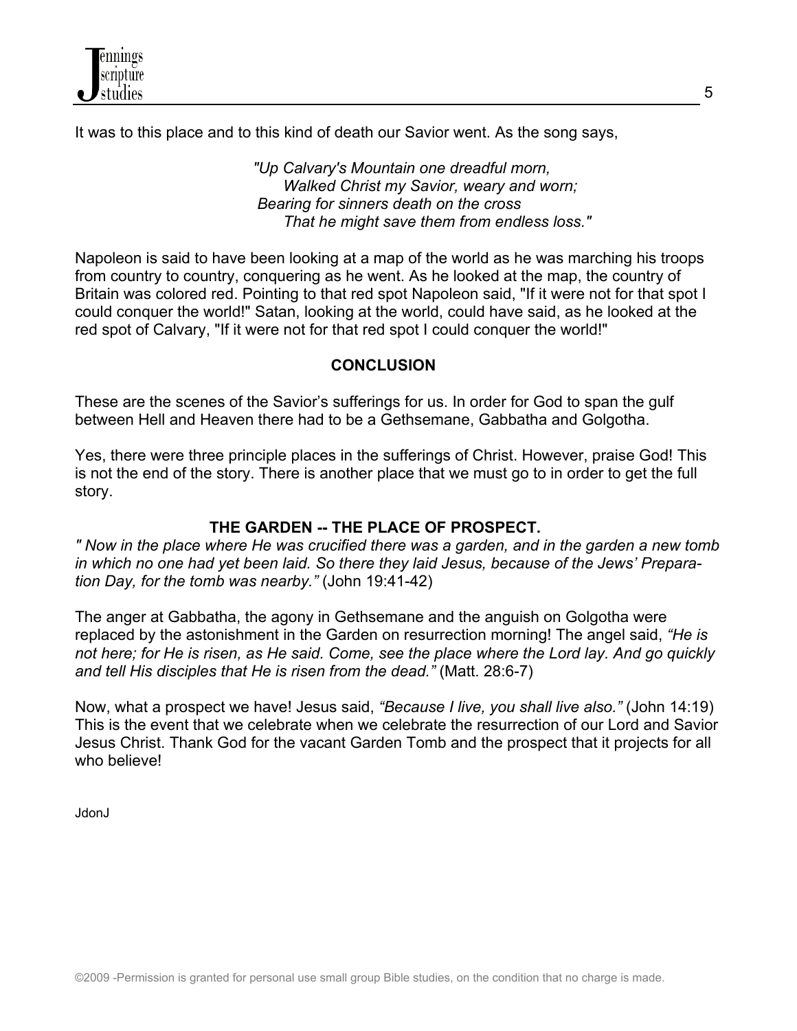It was to this place and to this kind of death our Savior went. As the song says,

> *"Up Calvary's Mountain one dreadful morn,*
> *Walked Christ my Savior, weary and worn;*
> *Bearing for sinners death on the cross*
> *That he might save them from endless loss."*

Napoleon is said to have been looking at a map of the world as he was marching his troops from country to country, conquering as he went. As he looked at the map, the country of Britain was colored red. Pointing to that red spot Napoleon said, "If it were not for that spot I could conquer the world!" Satan, looking at the world, could have said, as he looked at the red spot of Calvary, "If it were not for that red spot I could conquer the world!"

## CONCLUSION

These are the scenes of the Savior's sufferings for us. In order for God to span the gulf between Hell and Heaven there had to be a Gethsemane, Gabbatha and Golgotha.

Yes, there were three principle places in the sufferings of Christ. However, praise God! This is not the end of the story. There is another place that we must go to in order to get the full story.

### THE GARDEN -- THE PLACE OF PROSPECT.

*" Now in the place where He was crucified there was a garden, and in the garden a new tomb in which no one had yet been laid. So there they laid Jesus, because of the Jews' Preparation Day, for the tomb was nearby."* (John 19:41-42)

The anger at Gabbatha, the agony in Gethsemane and the anguish on Golgotha were replaced by the astonishment in the Garden on resurrection morning! The angel said, *"He is not here; for He is risen, as He said. Come, see the place where the Lord lay. And go quickly and tell His disciples that He is risen from the dead."* (Matt. 28:6-7)

Now, what a prospect we have! Jesus said, *"Because I live, you shall live also."* (John 14:19) This is the event that we celebrate when we celebrate the resurrection of our Lord and Savior Jesus Christ. Thank God for the vacant Garden Tomb and the prospect that it projects for all who believe!

JdonJ

©2009 -Permission is granted for personal use small group Bible studies, on the condition that no charge is made.